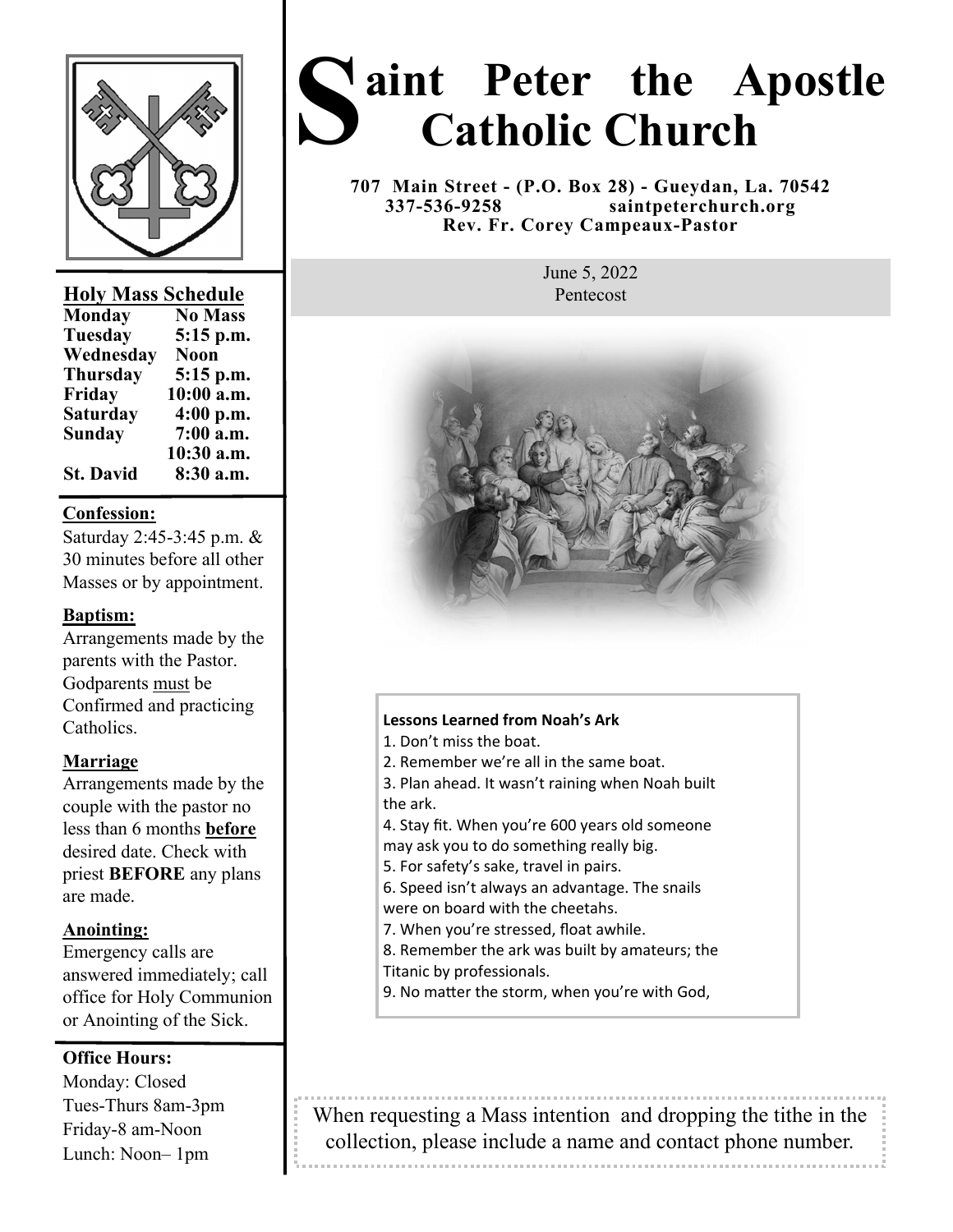# Saint Peter the Apostle Catholic Church

**707 Main Street - (P.O. Box 28) - Gueydan, La. 70542**
**337-536-9258 saintpeterchurch.org**
**Rev. Fr. Corey Campeaux-Pastor**

June 5, 2022
Pentecost

**Lessons Learned from Noah's Ark**

1. Don't miss the boat.
2. Remember we're all in the same boat.
3. Plan ahead. It wasn't raining when Noah built the ark.
4. Stay fit. When you're 600 years old someone may ask you to do something really big.
5. For safety's sake, travel in pairs.
6. Speed isn't always an advantage. The snails were on board with the cheetahs.
7. When you're stressed, float awhile.
8. Remember the ark was built by amateurs; the Titanic by professionals.
9. No matter the storm, when you're with God,

When requesting a Mass intention and dropping the tithe in the collection, please include a name and contact phone number.

## Holy Mass Schedule

| | |
|---|---|
| **Monday** | **No Mass** |
| **Tuesday** | **5:15 p.m.** |
| **Wednesday** | **Noon** |
| **Thursday** | **5:15 p.m.** |
| **Friday** | **10:00 a.m.** |
| **Saturday** | **4:00 p.m.** |
| **Sunday** | **7:00 a.m.** |
| | **10:30 a.m.** |
| **St. David** | **8:30 a.m.** |

**Confession:**
Saturday 2:45-3:45 p.m. & 30 minutes before all other Masses or by appointment.

**Baptism:**
Arrangements made by the parents with the Pastor. Godparents must be Confirmed and practicing Catholics.

**Marriage**
Arrangements made by the couple with the pastor no less than 6 months **before** desired date. Check with priest **BEFORE** any plans are made.

**Anointing:**
Emergency calls are answered immediately; call office for Holy Communion or Anointing of the Sick.

**Office Hours:**
Monday: Closed
Tues-Thurs 8am-3pm
Friday-8 am-Noon
Lunch: Noon– 1pm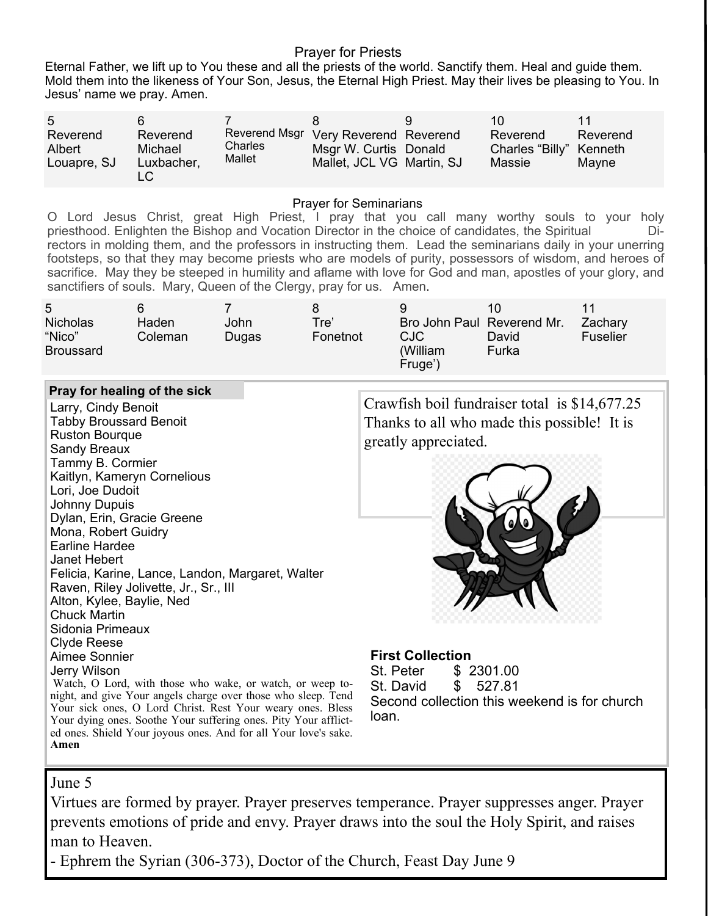### Prayer for Priests

Eternal Father, we lift up to You these and all the priests of the world. Sanctify them. Heal and guide them. Mold them into the likeness of Your Son, Jesus, the Eternal High Priest. May their lives be pleasing to You. In Jesus' name we pray. Amen.

| 5 | 6 | 7 | 8 | 9 | 10 | 11 |
|---|---|---|---|---|---|---|
| Reverend Albert Louapre, SJ | Reverend Michael Luxbacher, LC | Reverend Msgr Charles Mallet | Very Reverend Msgr W. Curtis Mallet, JCL VG | Reverend Donald Martin, SJ | Reverend Charles "Billy" Massie | Reverend Kenneth Mayne |

### Prayer for Seminarians

O Lord Jesus Christ, great High Priest, I pray that you call many worthy souls to your holy priesthood. Enlighten the Bishop and Vocation Director in the choice of candidates, the Spiritual Directors in molding them, and the professors in instructing them. Lead the seminarians daily in your unerring footsteps, so that they may become priests who are models of purity, possessors of wisdom, and heroes of sacrifice. May they be steeped in humility and aflame with love for God and man, apostles of your glory, and sanctifiers of souls. Mary, Queen of the Clergy, pray for us. Amen.

| 5 | 6 | 7 | 8 | 9 | 10 | 11 |
|---|---|---|---|---|---|---|
| Nicholas "Nico" Broussard | Haden Coleman | John Dugas | Tre' Fonetnot | Bro John Paul CJC (William Fruge') | Reverend Mr. David Furka | Zachary Fuselier |

**Pray for healing of the sick**

Larry, Cindy Benoit
Tabby Broussard Benoit
Ruston Bourque
Sandy Breaux
Tammy B. Cormier
Kaitlyn, Kameryn Cornelious
Lori, Joe Dudoit
Johnny Dupuis
Dylan, Erin, Gracie Greene
Mona, Robert Guidry
Earline Hardee
Janet Hebert
Felicia, Karine, Lance, Landon, Margaret, Walter
Raven, Riley Jolivette, Jr., Sr., III
Alton, Kylee, Baylie, Ned
Chuck Martin
Sidonia Primeaux
Clyde Reese
Aimee Sonnier
Jerry Wilson

Watch, O Lord, with those who wake, or watch, or weep tonight, and give Your angels charge over those who sleep. Tend Your sick ones, O Lord Christ. Rest Your weary ones. Bless Your dying ones. Soothe Your suffering ones. Pity Your afflicted ones. Shield Your joyous ones. And for all Your love's sake. **Amen**

Crawfish boil fundraiser total is $14,677.25 Thanks to all who made this possible! It is greatly appreciated.

**First Collection**

St. Peter $ 2301.00
St. David $ 527.81

Second collection this weekend is for church loan.

June 5

Virtues are formed by prayer. Prayer preserves temperance. Prayer suppresses anger. Prayer prevents emotions of pride and envy. Prayer draws into the soul the Holy Spirit, and raises man to Heaven.

- Ephrem the Syrian (306-373), Doctor of the Church, Feast Day June 9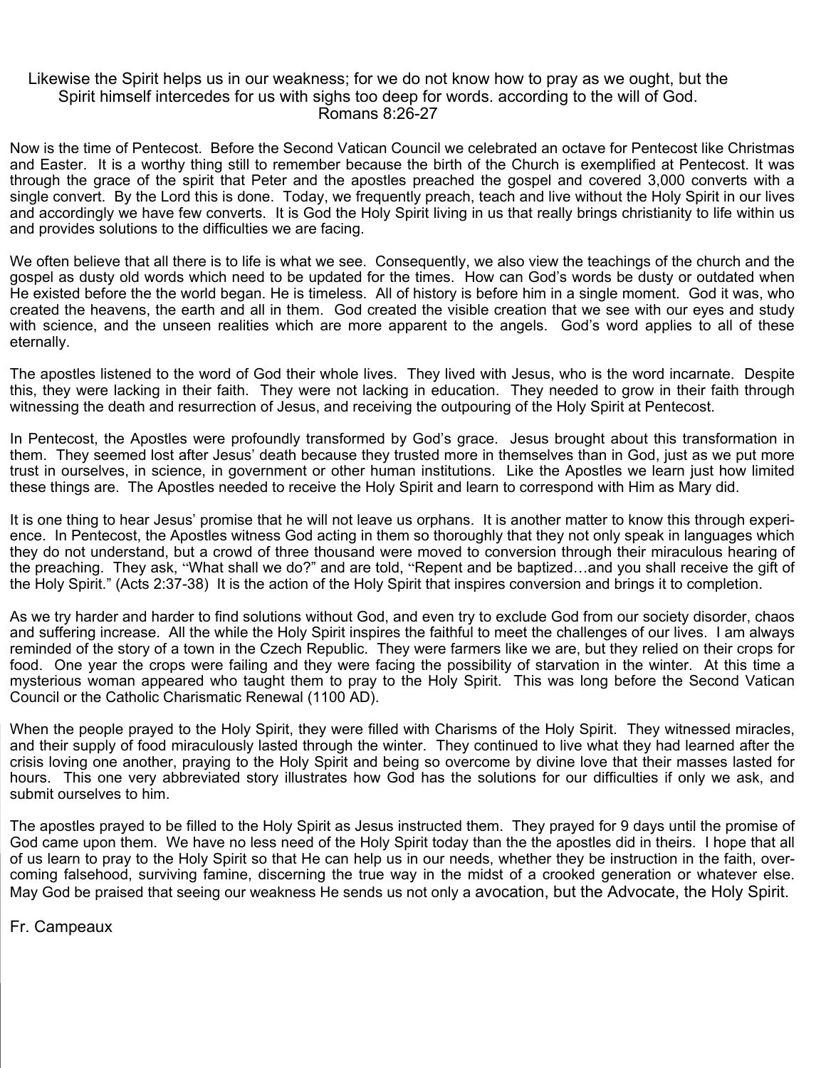Likewise the Spirit helps us in our weakness; for we do not know how to pray as we ought, but the Spirit himself intercedes for us with sighs too deep for words. according to the will of God.
Romans 8:26-27

Now is the time of Pentecost. Before the Second Vatican Council we celebrated an octave for Pentecost like Christmas and Easter. It is a worthy thing still to remember because the birth of the Church is exemplified at Pentecost. It was through the grace of the spirit that Peter and the apostles preached the gospel and covered 3,000 converts with a single convert. By the Lord this is done. Today, we frequently preach, teach and live without the Holy Spirit in our lives and accordingly we have few converts. It is God the Holy Spirit living in us that really brings christianity to life within us and provides solutions to the difficulties we are facing.

We often believe that all there is to life is what we see. Consequently, we also view the teachings of the church and the gospel as dusty old words which need to be updated for the times. How can God's words be dusty or outdated when He existed before the the world began. He is timeless. All of history is before him in a single moment. God it was, who created the heavens, the earth and all in them. God created the visible creation that we see with our eyes and study with science, and the unseen realities which are more apparent to the angels. God's word applies to all of these eternally.

The apostles listened to the word of God their whole lives. They lived with Jesus, who is the word incarnate. Despite this, they were lacking in their faith. They were not lacking in education. They needed to grow in their faith through witnessing the death and resurrection of Jesus, and receiving the outpouring of the Holy Spirit at Pentecost.

In Pentecost, the Apostles were profoundly transformed by God's grace. Jesus brought about this transformation in them. They seemed lost after Jesus' death because they trusted more in themselves than in God, just as we put more trust in ourselves, in science, in government or other human institutions. Like the Apostles we learn just how limited these things are. The Apostles needed to receive the Holy Spirit and learn to correspond with Him as Mary did.

It is one thing to hear Jesus' promise that he will not leave us orphans. It is another matter to know this through experience. In Pentecost, the Apostles witness God acting in them so thoroughly that they not only speak in languages which they do not understand, but a crowd of three thousand were moved to conversion through their miraculous hearing of the preaching. They ask, "What shall we do?" and are told, "Repent and be baptized…and you shall receive the gift of the Holy Spirit." (Acts 2:37-38) It is the action of the Holy Spirit that inspires conversion and brings it to completion.

As we try harder and harder to find solutions without God, and even try to exclude God from our society disorder, chaos and suffering increase. All the while the Holy Spirit inspires the faithful to meet the challenges of our lives. I am always reminded of the story of a town in the Czech Republic. They were farmers like we are, but they relied on their crops for food. One year the crops were failing and they were facing the possibility of starvation in the winter. At this time a mysterious woman appeared who taught them to pray to the Holy Spirit. This was long before the Second Vatican Council or the Catholic Charismatic Renewal (1100 AD).

When the people prayed to the Holy Spirit, they were filled with Charisms of the Holy Spirit. They witnessed miracles, and their supply of food miraculously lasted through the winter. They continued to live what they had learned after the crisis loving one another, praying to the Holy Spirit and being so overcome by divine love that their masses lasted for hours. This one very abbreviated story illustrates how God has the solutions for our difficulties if only we ask, and submit ourselves to him.

The apostles prayed to be filled to the Holy Spirit as Jesus instructed them. They prayed for 9 days until the promise of God came upon them. We have no less need of the Holy Spirit today than the the apostles did in theirs. I hope that all of us learn to pray to the Holy Spirit so that He can help us in our needs, whether they be instruction in the faith, overcoming falsehood, surviving famine, discerning the true way in the midst of a crooked generation or whatever else. May God be praised that seeing our weakness He sends us not only a avocation, but the Advocate, the Holy Spirit.

Fr. Campeaux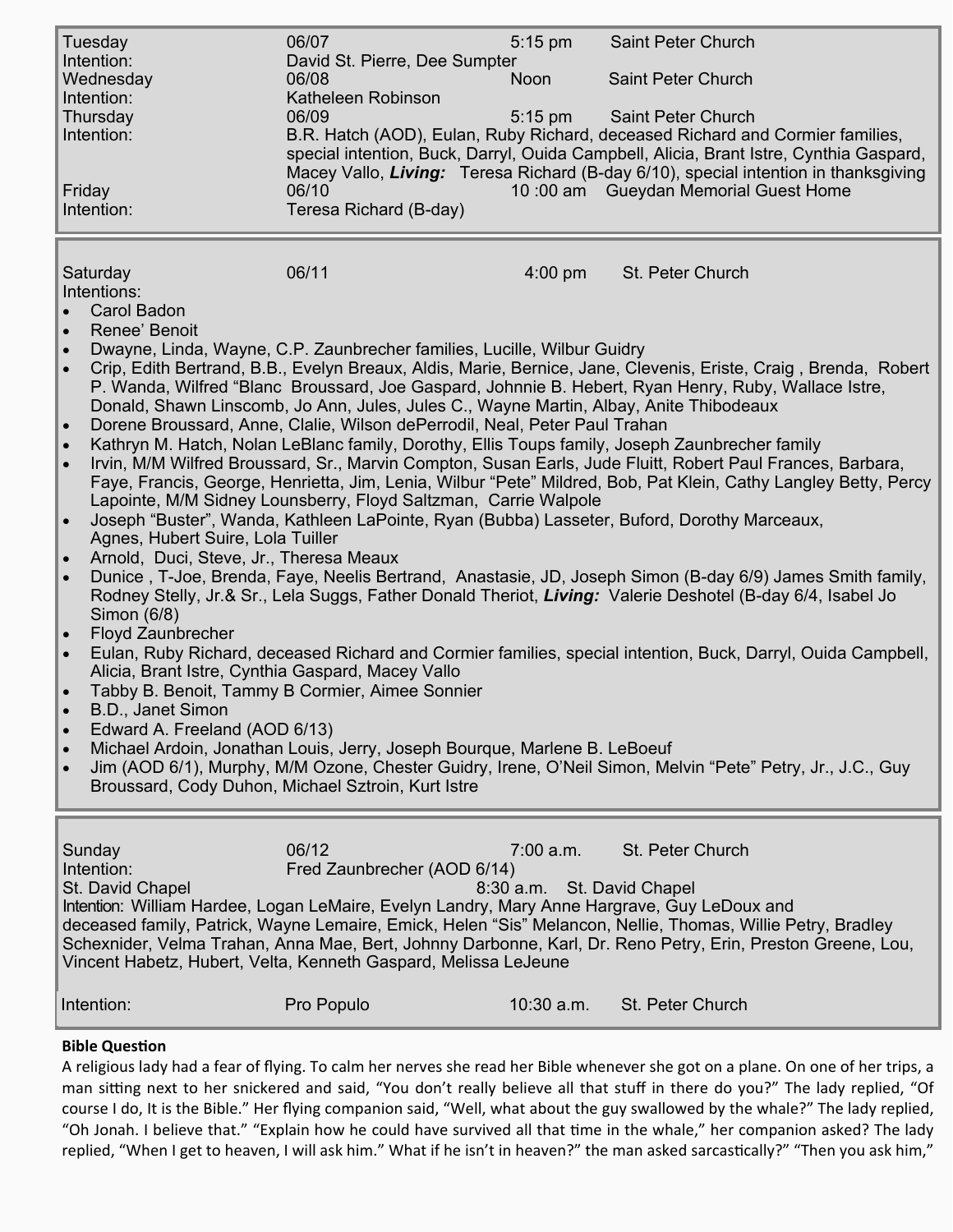| | | | |
|---|---|---|---|
| Tuesday | 06/07 | 5:15 pm | Saint Peter Church |
| Intention: | David St. Pierre, Dee Sumpter | | |
| Wednesday | 06/08 | Noon | Saint Peter Church |
| Intention: | Katheleen Robinson | | |
| Thursday | 06/09 | 5:15 pm | Saint Peter Church |
| Intention: | B.R. Hatch (AOD), Eulan, Ruby Richard, deceased Richard and Cormier families, special intention, Buck, Darryl, Ouida Campbell, Alicia, Brant Istre, Cynthia Gaspard, Macey Vallo, ***Living:*** Teresa Richard (B-day 6/10), special intention in thanksgiving | | |
| Friday | 06/10 | 10 :00 am | Gueydan Memorial Guest Home |
| Intention: | Teresa Richard (B-day) | | |

Saturday 06/11 4:00 pm St. Peter Church

Intentions:

- Carol Badon
- Renee' Benoit
- Dwayne, Linda, Wayne, C.P. Zaunbrecher families, Lucille, Wilbur Guidry
- Crip, Edith Bertrand, B.B., Evelyn Breaux, Aldis, Marie, Bernice, Jane, Clevenis, Eriste, Craig , Brenda, Robert P. Wanda, Wilfred "Blanc Broussard, Joe Gaspard, Johnnie B. Hebert, Ryan Henry, Ruby, Wallace Istre, Donald, Shawn Linscomb, Jo Ann, Jules, Jules C., Wayne Martin, Albay, Anite Thibodeaux
- Dorene Broussard, Anne, Clalie, Wilson dePerrodil, Neal, Peter Paul Trahan
- Kathryn M. Hatch, Nolan LeBlanc family, Dorothy, Ellis Toups family, Joseph Zaunbrecher family
- Irvin, M/M Wilfred Broussard, Sr., Marvin Compton, Susan Earls, Jude Fluitt, Robert Paul Frances, Barbara, Faye, Francis, George, Henrietta, Jim, Lenia, Wilbur "Pete" Mildred, Bob, Pat Klein, Cathy Langley Betty, Percy Lapointe, M/M Sidney Lounsberry, Floyd Saltzman, Carrie Walpole
- Joseph "Buster", Wanda, Kathleen LaPointe, Ryan (Bubba) Lasseter, Buford, Dorothy Marceaux, Agnes, Hubert Suire, Lola Tuiller
- Arnold, Duci, Steve, Jr., Theresa Meaux
- Dunice , T-Joe, Brenda, Faye, Neelis Bertrand, Anastasie, JD, Joseph Simon (B-day 6/9) James Smith family, Rodney Stelly, Jr.& Sr., Lela Suggs, Father Donald Theriot, ***Living:*** Valerie Deshotel (B-day 6/4, Isabel Jo Simon (6/8)
- Floyd Zaunbrecher
- Eulan, Ruby Richard, deceased Richard and Cormier families, special intention, Buck, Darryl, Ouida Campbell, Alicia, Brant Istre, Cynthia Gaspard, Macey Vallo
- Tabby B. Benoit, Tammy B Cormier, Aimee Sonnier
- B.D., Janet Simon
- Edward A. Freeland (AOD 6/13)
- Michael Ardoin, Jonathan Louis, Jerry, Joseph Bourque, Marlene B. LeBoeuf
- Jim (AOD 6/1), Murphy, M/M Ozone, Chester Guidry, Irene, O'Neil Simon, Melvin "Pete" Petry, Jr., J.C., Guy Broussard, Cody Duhon, Michael Sztroin, Kurt Istre

| | | | |
|---|---|---|---|
| Sunday | 06/12 | 7:00 a.m. | St. Peter Church |
| Intention: | Fred Zaunbrecher (AOD 6/14) | | |
| St. David Chapel | | 8:30 a.m. | St. David Chapel |

Intention: William Hardee, Logan LeMaire, Evelyn Landry, Mary Anne Hargrave, Guy LeDoux and deceased family, Patrick, Wayne Lemaire, Emick, Helen "Sis" Melancon, Nellie, Thomas, Willie Petry, Bradley Schexnider, Velma Trahan, Anna Mae, Bert, Johnny Darbonne, Karl, Dr. Reno Petry, Erin, Preston Greene, Lou, Vincent Habetz, Hubert, Velta, Kenneth Gaspard, Melissa LeJeune

| | | | |
|---|---|---|---|
| Intention: | Pro Populo | 10:30 a.m. | St. Peter Church |

**Bible Question**

A religious lady had a fear of flying. To calm her nerves she read her Bible whenever she got on a plane. On one of her trips, a man sitting next to her snickered and said, "You don't really believe all that stuff in there do you?" The lady replied, "Of course I do, It is the Bible." Her flying companion said, "Well, what about the guy swallowed by the whale?" The lady replied, "Oh Jonah. I believe that." "Explain how he could have survived all that time in the whale," her companion asked? The lady replied, "When I get to heaven, I will ask him." What if he isn't in heaven?" the man asked sarcastically?" "Then you ask him,"